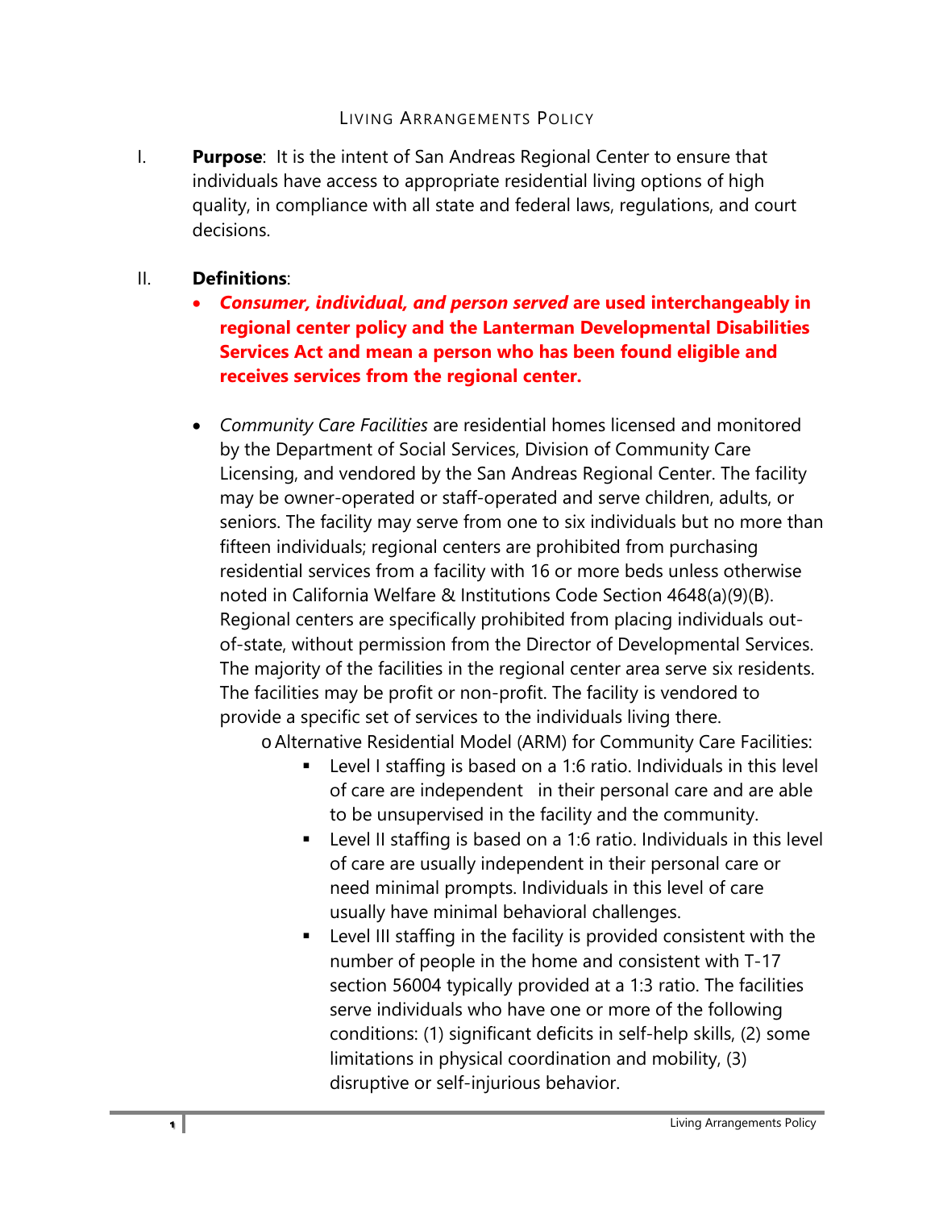# Living Arrangements Policy

I. **Purpose**: It is the intent of San Andreas Regional Center to ensure that individuals have access to appropriate residential living options of high quality, in compliance with all state and federal laws, regulations, and court decisions.

II. **Definitions**:

- ***Consumer, individual, and person served*** **are used interchangeably in regional center policy and the Lanterman Developmental Disabilities Services Act and mean a person who has been found eligible and receives services from the regional center.**

- *Community Care Facilities* are residential homes licensed and monitored by the Department of Social Services, Division of Community Care Licensing, and vendored by the San Andreas Regional Center. The facility may be owner-operated or staff-operated and serve children, adults, or seniors. The facility may serve from one to six individuals but no more than fifteen individuals; regional centers are prohibited from purchasing residential services from a facility with 16 or more beds unless otherwise noted in California Welfare & Institutions Code Section 4648(a)(9)(B). Regional centers are specifically prohibited from placing individuals out-of-state, without permission from the Director of Developmental Services. The majority of the facilities in the regional center area serve six residents. The facilities may be profit or non-profit. The facility is vendored to provide a specific set of services to the individuals living there.
    - Alternative Residential Model (ARM) for Community Care Facilities:
        - Level I staffing is based on a 1:6 ratio. Individuals in this level of care are independent in their personal care and are able to be unsupervised in the facility and the community.
        - Level II staffing is based on a 1:6 ratio. Individuals in this level of care are usually independent in their personal care or need minimal prompts. Individuals in this level of care usually have minimal behavioral challenges.
        - Level III staffing in the facility is provided consistent with the number of people in the home and consistent with T-17 section 56004 typically provided at a 1:3 ratio. The facilities serve individuals who have one or more of the following conditions: (1) significant deficits in self-help skills, (2) some limitations in physical coordination and mobility, (3) disruptive or self-injurious behavior.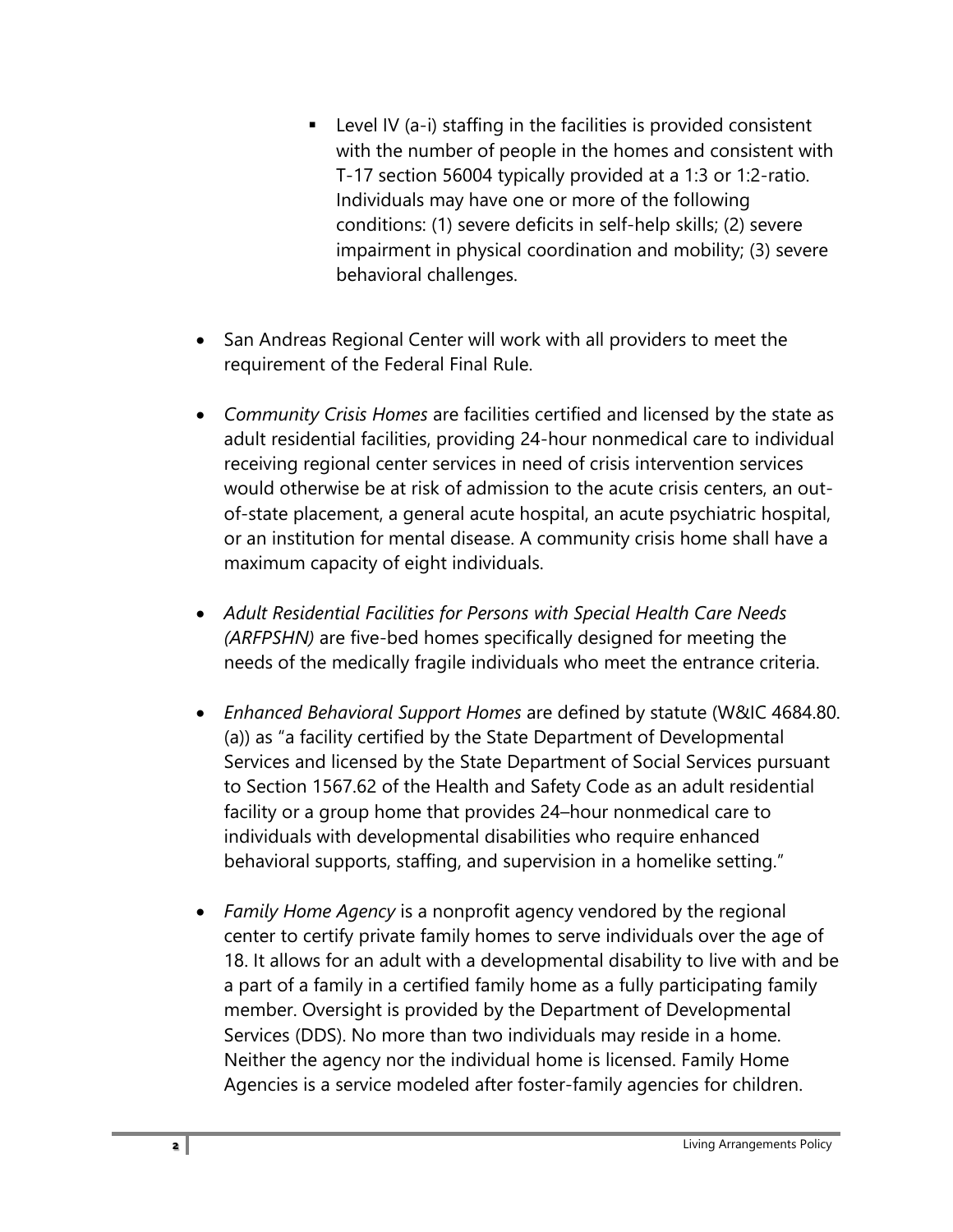- Level IV (a-i) staffing in the facilities is provided consistent with the number of people in the homes and consistent with T-17 section 56004 typically provided at a 1:3 or 1:2-ratio. Individuals may have one or more of the following conditions: (1) severe deficits in self-help skills; (2) severe impairment in physical coordination and mobility; (3) severe behavioral challenges.

- San Andreas Regional Center will work with all providers to meet the requirement of the Federal Final Rule.

- *Community Crisis Homes* are facilities certified and licensed by the state as adult residential facilities, providing 24-hour nonmedical care to individual receiving regional center services in need of crisis intervention services would otherwise be at risk of admission to the acute crisis centers, an out-of-state placement, a general acute hospital, an acute psychiatric hospital, or an institution for mental disease. A community crisis home shall have a maximum capacity of eight individuals.

- *Adult Residential Facilities for Persons with Special Health Care Needs (ARFPSHN)* are five-bed homes specifically designed for meeting the needs of the medically fragile individuals who meet the entrance criteria.

- *Enhanced Behavioral Support Homes* are defined by statute (W&IC 4684.80.(a)) as "a facility certified by the State Department of Developmental Services and licensed by the State Department of Social Services pursuant to Section 1567.62 of the Health and Safety Code as an adult residential facility or a group home that provides 24–hour nonmedical care to individuals with developmental disabilities who require enhanced behavioral supports, staffing, and supervision in a homelike setting."

- *Family Home Agency* is a nonprofit agency vendored by the regional center to certify private family homes to serve individuals over the age of 18. It allows for an adult with a developmental disability to live with and be a part of a family in a certified family home as a fully participating family member. Oversight is provided by the Department of Developmental Services (DDS). No more than two individuals may reside in a home. Neither the agency nor the individual home is licensed. Family Home Agencies is a service modeled after foster-family agencies for children.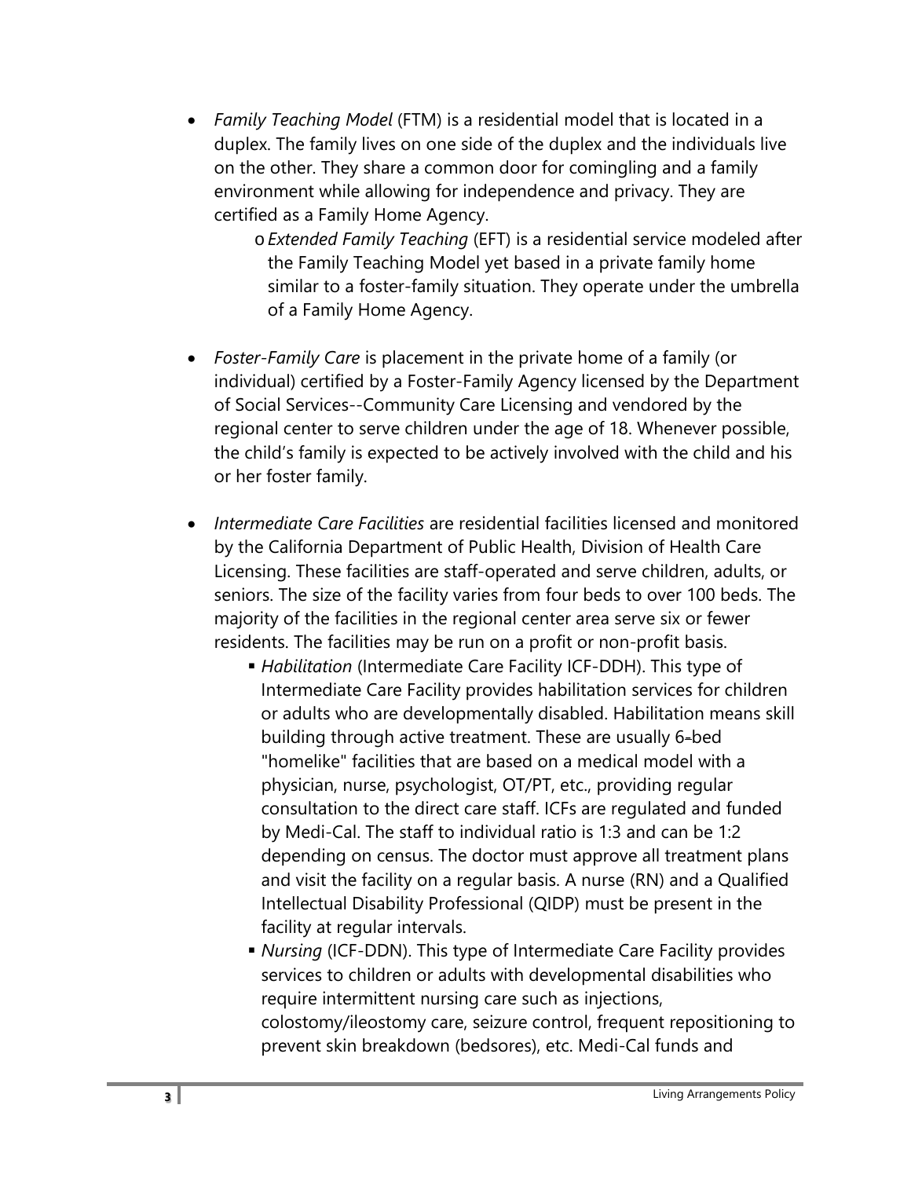- *Family Teaching Model* (FTM) is a residential model that is located in a duplex. The family lives on one side of the duplex and the individuals live on the other. They share a common door for comingling and a family environment while allowing for independence and privacy. They are certified as a Family Home Agency.
    - *Extended Family Teaching* (EFT) is a residential service modeled after the Family Teaching Model yet based in a private family home similar to a foster-family situation. They operate under the umbrella of a Family Home Agency.

- *Foster-Family Care* is placement in the private home of a family (or individual) certified by a Foster-Family Agency licensed by the Department of Social Services--Community Care Licensing and vendored by the regional center to serve children under the age of 18. Whenever possible, the child's family is expected to be actively involved with the child and his or her foster family.

- *Intermediate Care Facilities* are residential facilities licensed and monitored by the California Department of Public Health, Division of Health Care Licensing. These facilities are staff-operated and serve children, adults, or seniors. The size of the facility varies from four beds to over 100 beds. The majority of the facilities in the regional center area serve six or fewer residents. The facilities may be run on a profit or non-profit basis.
    - *Habilitation* (Intermediate Care Facility ICF-DDH). This type of Intermediate Care Facility provides habilitation services for children or adults who are developmentally disabled. Habilitation means skill building through active treatment. These are usually 6-bed "homelike" facilities that are based on a medical model with a physician, nurse, psychologist, OT/PT, etc., providing regular consultation to the direct care staff. ICFs are regulated and funded by Medi-Cal. The staff to individual ratio is 1:3 and can be 1:2 depending on census. The doctor must approve all treatment plans and visit the facility on a regular basis. A nurse (RN) and a Qualified Intellectual Disability Professional (QIDP) must be present in the facility at regular intervals.
    - *Nursing* (ICF-DDN). This type of Intermediate Care Facility provides services to children or adults with developmental disabilities who require intermittent nursing care such as injections, colostomy/ileostomy care, seizure control, frequent repositioning to prevent skin breakdown (bedsores), etc. Medi-Cal funds and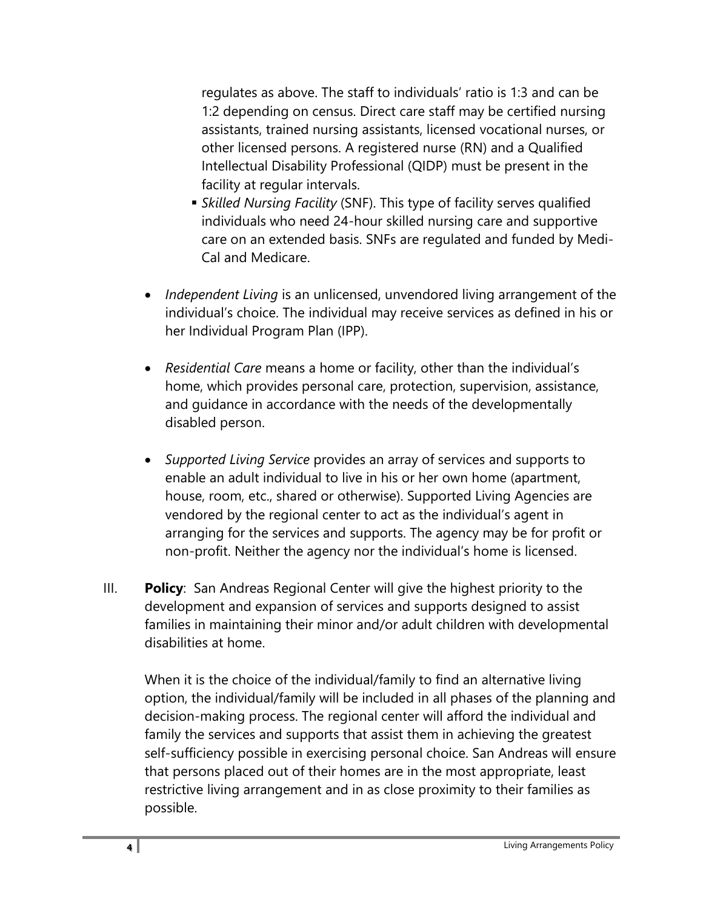regulates as above. The staff to individuals' ratio is 1:3 and can be 1:2 depending on census. Direct care staff may be certified nursing assistants, trained nursing assistants, licensed vocational nurses, or other licensed persons. A registered nurse (RN) and a Qualified Intellectual Disability Professional (QIDP) must be present in the facility at regular intervals.

  - *Skilled Nursing Facility* (SNF). This type of facility serves qualified individuals who need 24-hour skilled nursing care and supportive care on an extended basis. SNFs are regulated and funded by Medi-Cal and Medicare.

- *Independent Living* is an unlicensed, unvendored living arrangement of the individual's choice. The individual may receive services as defined in his or her Individual Program Plan (IPP).

- *Residential Care* means a home or facility, other than the individual's home, which provides personal care, protection, supervision, assistance, and guidance in accordance with the needs of the developmentally disabled person.

- *Supported Living Service* provides an array of services and supports to enable an adult individual to live in his or her own home (apartment, house, room, etc., shared or otherwise). Supported Living Agencies are vendored by the regional center to act as the individual's agent in arranging for the services and supports. The agency may be for profit or non-profit. Neither the agency nor the individual's home is licensed.

III. **Policy**: San Andreas Regional Center will give the highest priority to the development and expansion of services and supports designed to assist families in maintaining their minor and/or adult children with developmental disabilities at home.

When it is the choice of the individual/family to find an alternative living option, the individual/family will be included in all phases of the planning and decision-making process. The regional center will afford the individual and family the services and supports that assist them in achieving the greatest self-sufficiency possible in exercising personal choice. San Andreas will ensure that persons placed out of their homes are in the most appropriate, least restrictive living arrangement and in as close proximity to their families as possible.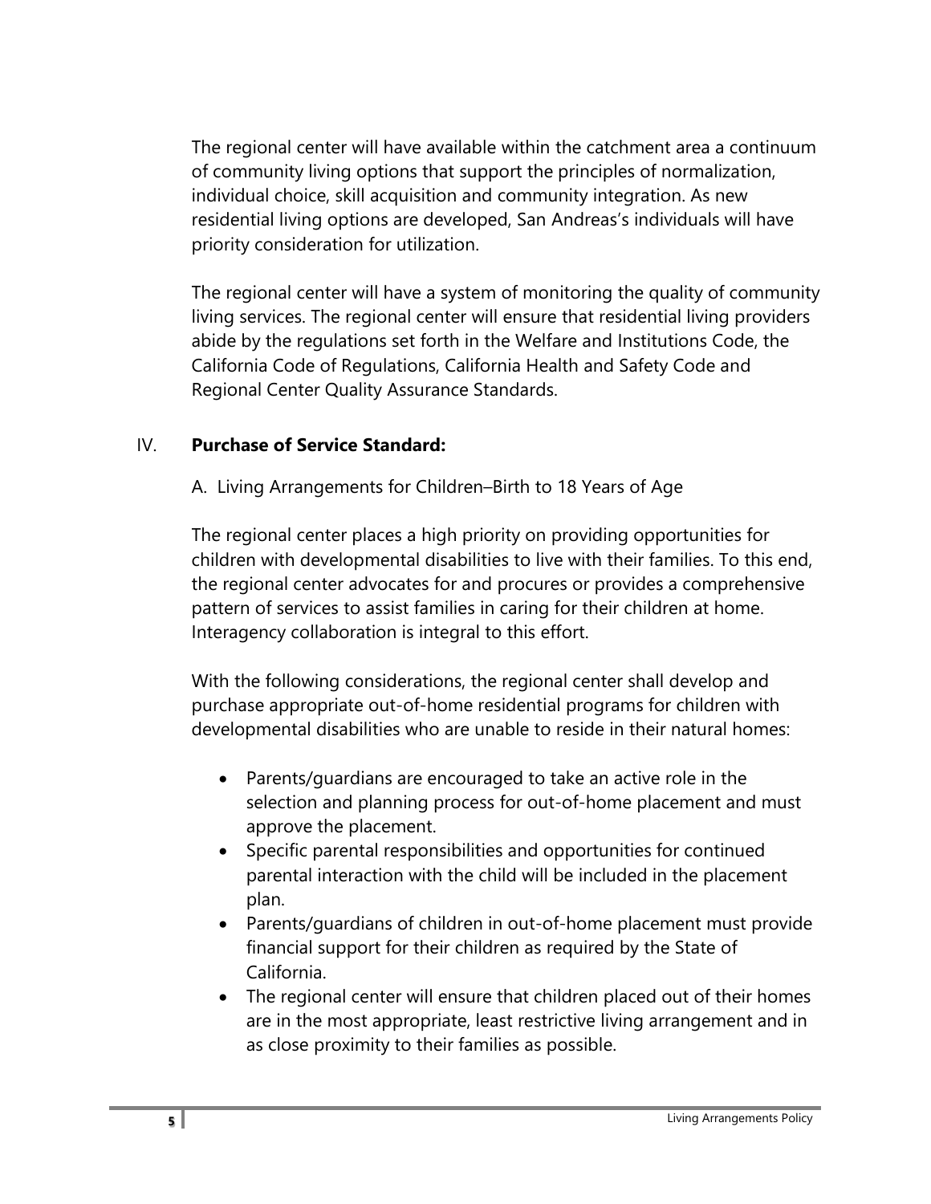The regional center will have available within the catchment area a continuum of community living options that support the principles of normalization, individual choice, skill acquisition and community integration. As new residential living options are developed, San Andreas's individuals will have priority consideration for utilization.

The regional center will have a system of monitoring the quality of community living services. The regional center will ensure that residential living providers abide by the regulations set forth in the Welfare and Institutions Code, the California Code of Regulations, California Health and Safety Code and Regional Center Quality Assurance Standards.

## IV. **Purchase of Service Standard:**

A. Living Arrangements for Children–Birth to 18 Years of Age

The regional center places a high priority on providing opportunities for children with developmental disabilities to live with their families. To this end, the regional center advocates for and procures or provides a comprehensive pattern of services to assist families in caring for their children at home. Interagency collaboration is integral to this effort.

With the following considerations, the regional center shall develop and purchase appropriate out-of-home residential programs for children with developmental disabilities who are unable to reside in their natural homes:

- Parents/guardians are encouraged to take an active role in the selection and planning process for out-of-home placement and must approve the placement.
- Specific parental responsibilities and opportunities for continued parental interaction with the child will be included in the placement plan.
- Parents/guardians of children in out-of-home placement must provide financial support for their children as required by the State of California.
- The regional center will ensure that children placed out of their homes are in the most appropriate, least restrictive living arrangement and in as close proximity to their families as possible.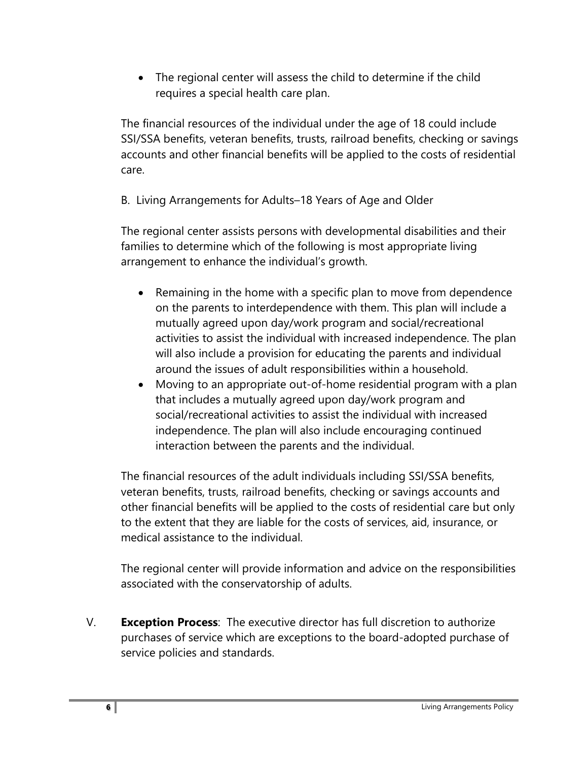- The regional center will assess the child to determine if the child requires a special health care plan.

The financial resources of the individual under the age of 18 could include SSI/SSA benefits, veteran benefits, trusts, railroad benefits, checking or savings accounts and other financial benefits will be applied to the costs of residential care.

B. Living Arrangements for Adults–18 Years of Age and Older

The regional center assists persons with developmental disabilities and their families to determine which of the following is most appropriate living arrangement to enhance the individual's growth.

- Remaining in the home with a specific plan to move from dependence on the parents to interdependence with them. This plan will include a mutually agreed upon day/work program and social/recreational activities to assist the individual with increased independence. The plan will also include a provision for educating the parents and individual around the issues of adult responsibilities within a household.
- Moving to an appropriate out-of-home residential program with a plan that includes a mutually agreed upon day/work program and social/recreational activities to assist the individual with increased independence. The plan will also include encouraging continued interaction between the parents and the individual.

The financial resources of the adult individuals including SSI/SSA benefits, veteran benefits, trusts, railroad benefits, checking or savings accounts and other financial benefits will be applied to the costs of residential care but only to the extent that they are liable for the costs of services, aid, insurance, or medical assistance to the individual.

The regional center will provide information and advice on the responsibilities associated with the conservatorship of adults.

V. **Exception Process**: The executive director has full discretion to authorize purchases of service which are exceptions to the board-adopted purchase of service policies and standards.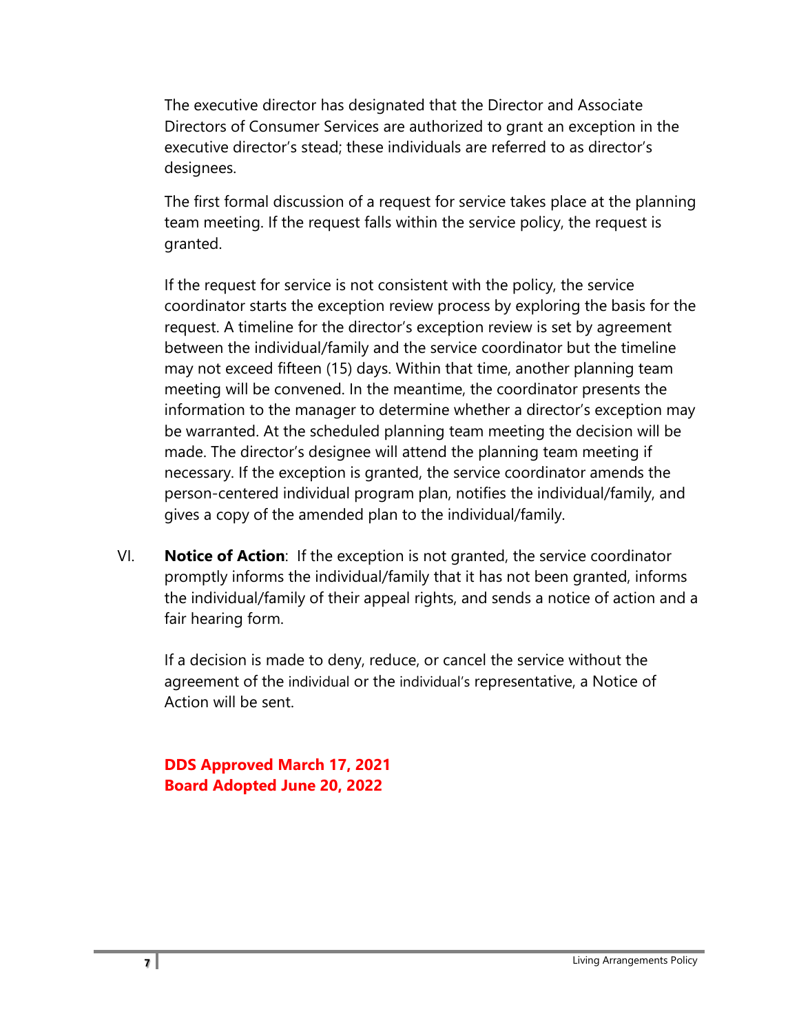The executive director has designated that the Director and Associate Directors of Consumer Services are authorized to grant an exception in the executive director's stead; these individuals are referred to as director's designees.

The first formal discussion of a request for service takes place at the planning team meeting. If the request falls within the service policy, the request is granted.

If the request for service is not consistent with the policy, the service coordinator starts the exception review process by exploring the basis for the request. A timeline for the director's exception review is set by agreement between the individual/family and the service coordinator but the timeline may not exceed fifteen (15) days. Within that time, another planning team meeting will be convened. In the meantime, the coordinator presents the information to the manager to determine whether a director's exception may be warranted. At the scheduled planning team meeting the decision will be made. The director's designee will attend the planning team meeting if necessary. If the exception is granted, the service coordinator amends the person-centered individual program plan, notifies the individual/family, and gives a copy of the amended plan to the individual/family.

VI. **Notice of Action**: If the exception is not granted, the service coordinator promptly informs the individual/family that it has not been granted, informs the individual/family of their appeal rights, and sends a notice of action and a fair hearing form.

If a decision is made to deny, reduce, or cancel the service without the agreement of the individual or the individual's representative, a Notice of Action will be sent.

**DDS Approved March 17, 2021**
**Board Adopted June 20, 2022**